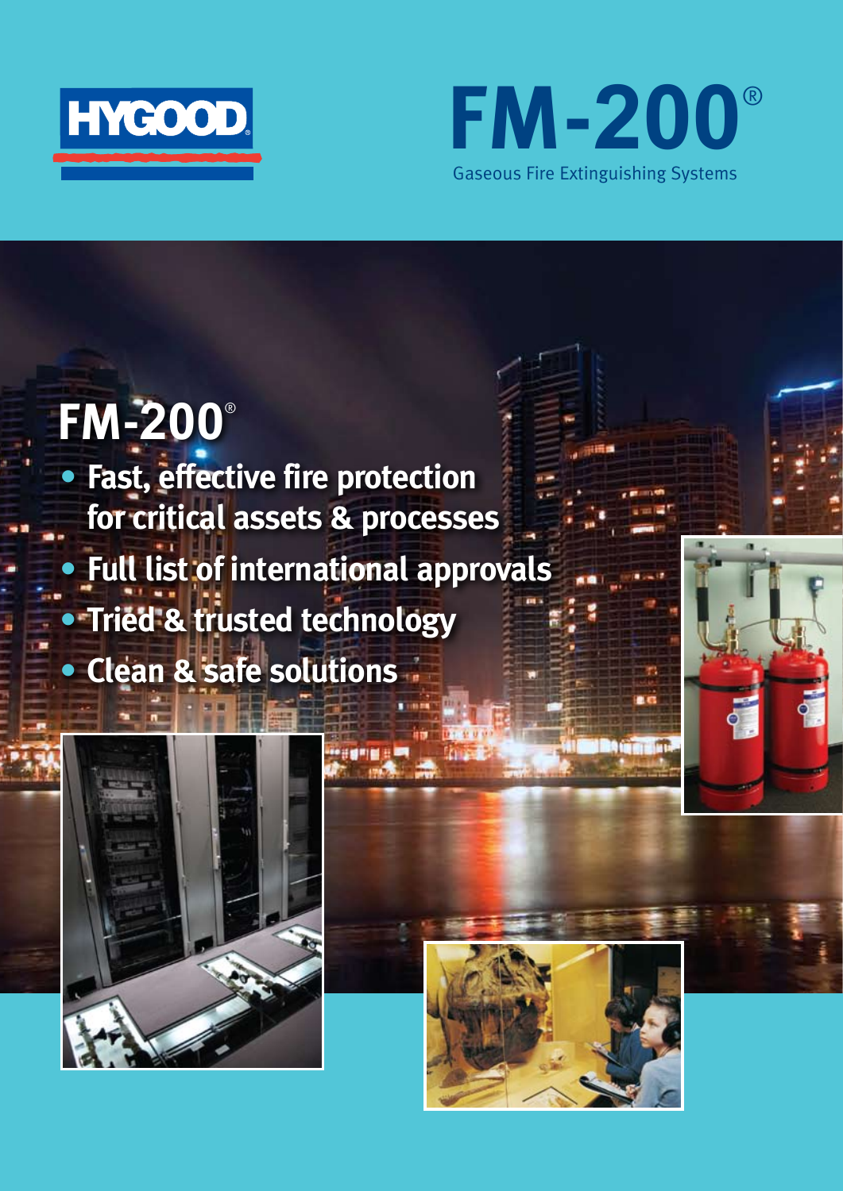HYGOOD

# FM-200®

Gaseous Fire Extinguishing Systems

## FM-200®

- Fast, effective fire protection for critical assets & processes
- Full list of international approvals
- Tried & trusted technology
- Clean & safe solutions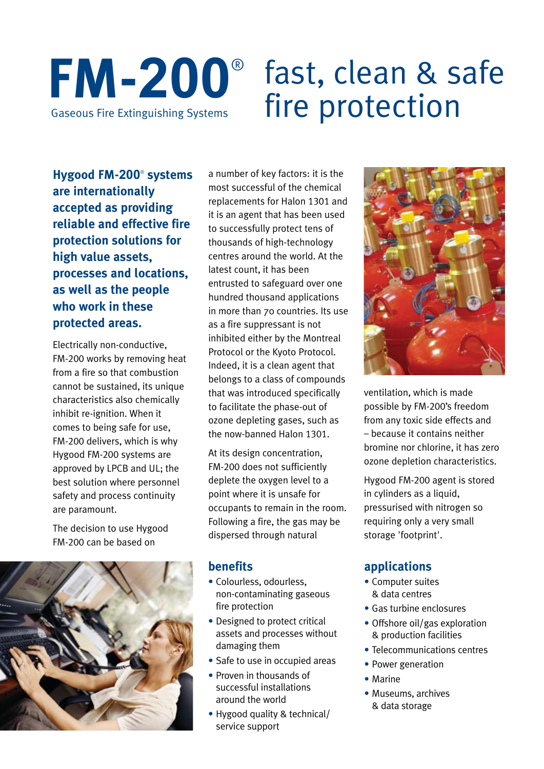# FM-200® fast, clean & safe fire protection

Gaseous Fire Extinguishing Systems

**Hygood FM-200® systems are internationally accepted as providing reliable and effective fire protection solutions for high value assets, processes and locations, as well as the people who work in these protected areas.**

Electrically non-conductive, FM-200 works by removing heat from a fire so that combustion cannot be sustained, its unique characteristics also chemically inhibit re-ignition. When it comes to being safe for use, FM-200 delivers, which is why Hygood FM-200 systems are approved by LPCB and UL; the best solution where personnel safety and process continuity are paramount.

The decision to use Hygood FM-200 can be based on a number of key factors: it is the most successful of the chemical replacements for Halon 1301 and it is an agent that has been used to successfully protect tens of thousands of high-technology centres around the world. At the latest count, it has been entrusted to safeguard over one hundred thousand applications in more than 70 countries. Its use as a fire suppressant is not inhibited either by the Montreal Protocol or the Kyoto Protocol. Indeed, it is a clean agent that belongs to a class of compounds that was introduced specifically to facilitate the phase-out of ozone depleting gases, such as the now-banned Halon 1301.

At its design concentration, FM-200 does not sufficiently deplete the oxygen level to a point where it is unsafe for occupants to remain in the room. Following a fire, the gas may be dispersed through natural ventilation, which is made possible by FM-200's freedom from any toxic side effects and – because it contains neither bromine nor chlorine, it has zero ozone depletion characteristics.

Hygood FM-200 agent is stored in cylinders as a liquid, pressurised with nitrogen so requiring only a very small storage 'footprint'.

## benefits

- Colourless, odourless, non-contaminating gaseous fire protection
- Designed to protect critical assets and processes without damaging them
- Safe to use in occupied areas
- Proven in thousands of successful installations around the world
- Hygood quality & technical/ service support

## applications

- Computer suites & data centres
- Gas turbine enclosures
- Offshore oil/gas exploration & production facilities
- Telecommunications centres
- Power generation
- Marine
- Museums, archives & data storage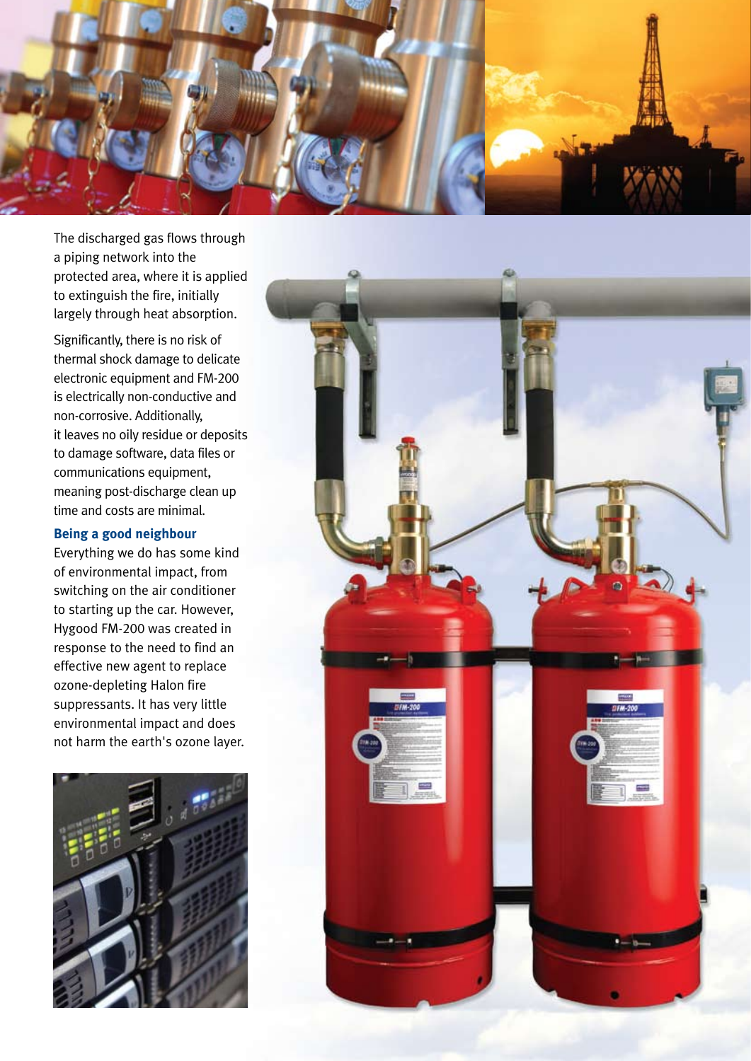The discharged gas flows through a piping network into the protected area, where it is applied to extinguish the fire, initially largely through heat absorption.

Significantly, there is no risk of thermal shock damage to delicate electronic equipment and FM-200 is electrically non-conductive and non-corrosive. Additionally, it leaves no oily residue or deposits to damage software, data files or communications equipment, meaning post-discharge clean up time and costs are minimal.

### Being a good neighbour

Everything we do has some kind of environmental impact, from switching on the air conditioner to starting up the car. However, Hygood FM-200 was created in response to the need to find an effective new agent to replace ozone-depleting Halon fire suppressants. It has very little environmental impact and does not harm the earth's ozone layer.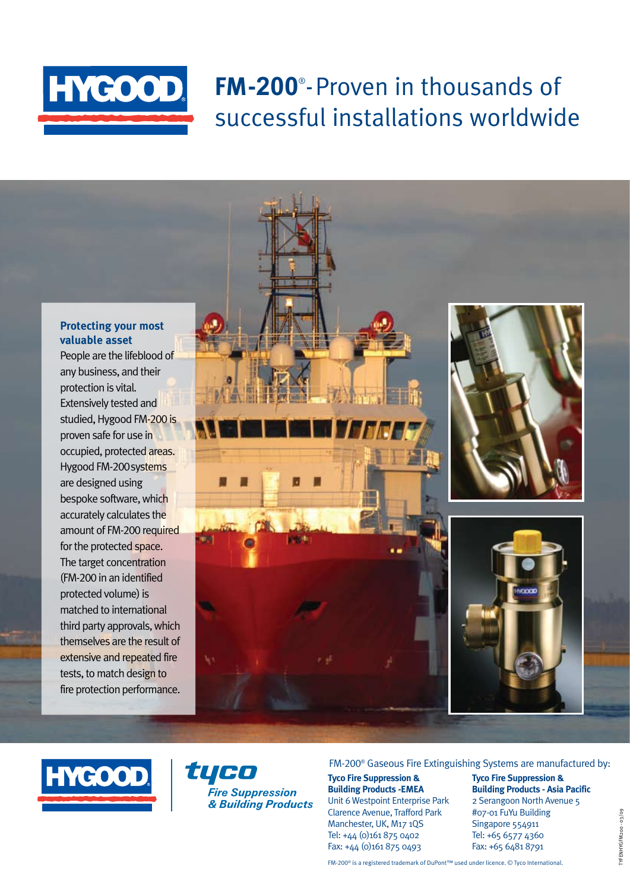# FM-200®- Proven in thousands of successful installations worldwide

## Protecting your most valuable asset

People are the lifeblood of any business, and their protection is vital. Extensively tested and studied, Hygood FM-200 is proven safe for use in occupied, protected areas. Hygood FM-200 systems are designed using bespoke software, which accurately calculates the amount of FM-200 required for the protected space. The target concentration (FM-200 in an identified protected volume) is matched to international third party approvals, which themselves are the result of extensive and repeated fire tests, to match design to fire protection performance.

tyco
*Fire Suppression & Building Products*

FM-200® Gaseous Fire Extinguishing Systems are manufactured by:

**Tyco Fire Suppression & Building Products -EMEA**
Unit 6 Westpoint Enterprise Park
Clarence Avenue, Trafford Park
Manchester, UK, M17 1QS
Tel: +44 (0)161 875 0402
Fax: +44 (0)161 875 0493

**Tyco Fire Suppression & Building Products - Asia Pacific**
2 Serangoon North Avenue 5
#07-01 FuYu Building
Singapore 554911
Tel: +65 6577 4360
Fax: +65 6481 8791

FM-200® is a registered trademark of DuPont™ used under licence. © Tyco International.

TYFENHYGFM200 - 03/09